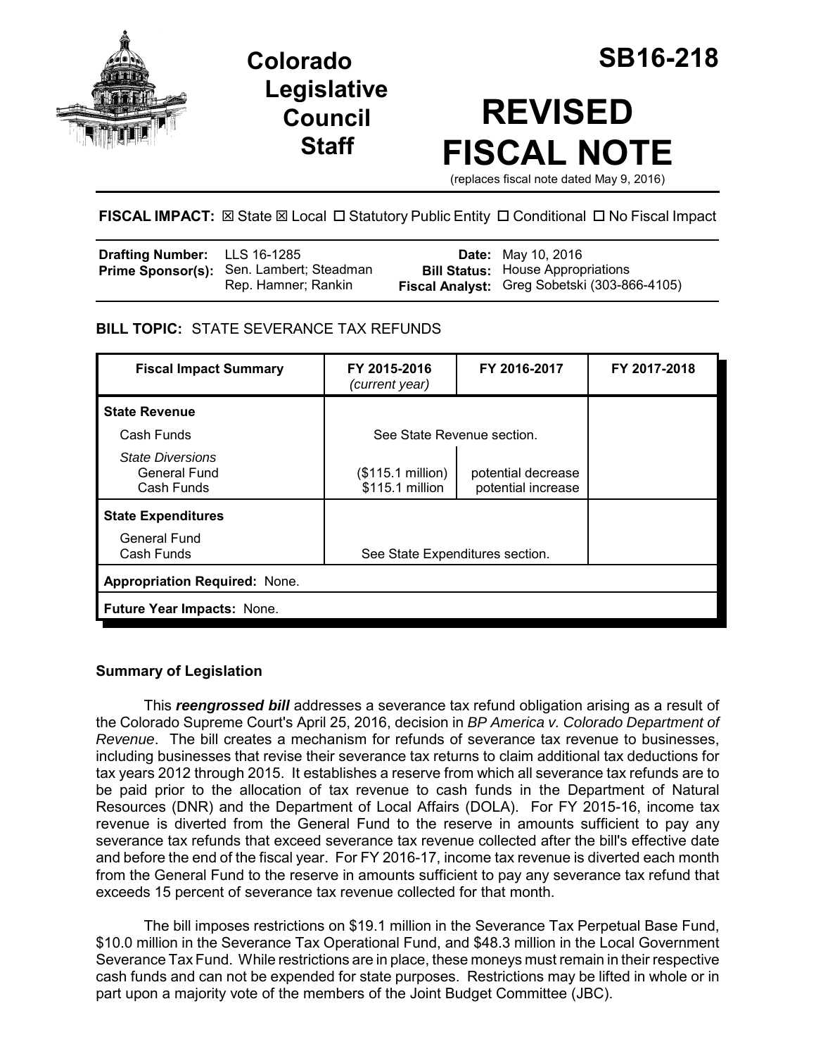# Colorado Legislative Council Staff

# SB16-218

# REVISED FISCAL NOTE

(replaces fiscal note dated May 9, 2016)

**FISCAL IMPACT:** ☒ State ☒ Local ☐ Statutory Public Entity ☐ Conditional ☐ No Fiscal Impact

| | | | |
|---|---|---|---|
| **Drafting Number:** | LLS 16-1285 | **Date:** | May 10, 2016 |
| **Prime Sponsor(s):** | Sen. Lambert; Steadman<br>Rep. Hamner; Rankin | **Bill Status:** | House Appropriations |
| | | **Fiscal Analyst:** | Greg Sobetski (303-866-4105) |

## BILL TOPIC: STATE SEVERANCE TAX REFUNDS

| Fiscal Impact Summary | FY 2015-2016 *(current year)* | FY 2016-2017 | FY 2017-2018 |
|---|---|---|---|
| **State Revenue** | | | |
| Cash Funds | See State Revenue section. | | |
| *State Diversions*<br>General Fund<br>Cash Funds | <br>($115.1 million)<br>$115.1 million | <br>potential decrease<br>potential increase | |
| **State Expenditures** | | | |
| General Fund<br>Cash Funds | See State Expenditures section. | | |
| **Appropriation Required:** None. | | | |
| **Future Year Impacts:** None. | | | |

## Summary of Legislation

This ***reengrossed bill*** addresses a severance tax refund obligation arising as a result of the Colorado Supreme Court's April 25, 2016, decision in *BP America v. Colorado Department of Revenue*. The bill creates a mechanism for refunds of severance tax revenue to businesses, including businesses that revise their severance tax returns to claim additional tax deductions for tax years 2012 through 2015. It establishes a reserve from which all severance tax refunds are to be paid prior to the allocation of tax revenue to cash funds in the Department of Natural Resources (DNR) and the Department of Local Affairs (DOLA). For FY 2015-16, income tax revenue is diverted from the General Fund to the reserve in amounts sufficient to pay any severance tax refunds that exceed severance tax revenue collected after the bill's effective date and before the end of the fiscal year. For FY 2016-17, income tax revenue is diverted each month from the General Fund to the reserve in amounts sufficient to pay any severance tax refund that exceeds 15 percent of severance tax revenue collected for that month.

The bill imposes restrictions on $19.1 million in the Severance Tax Perpetual Base Fund, $10.0 million in the Severance Tax Operational Fund, and $48.3 million in the Local Government Severance Tax Fund. While restrictions are in place, these moneys must remain in their respective cash funds and can not be expended for state purposes. Restrictions may be lifted in whole or in part upon a majority vote of the members of the Joint Budget Committee (JBC).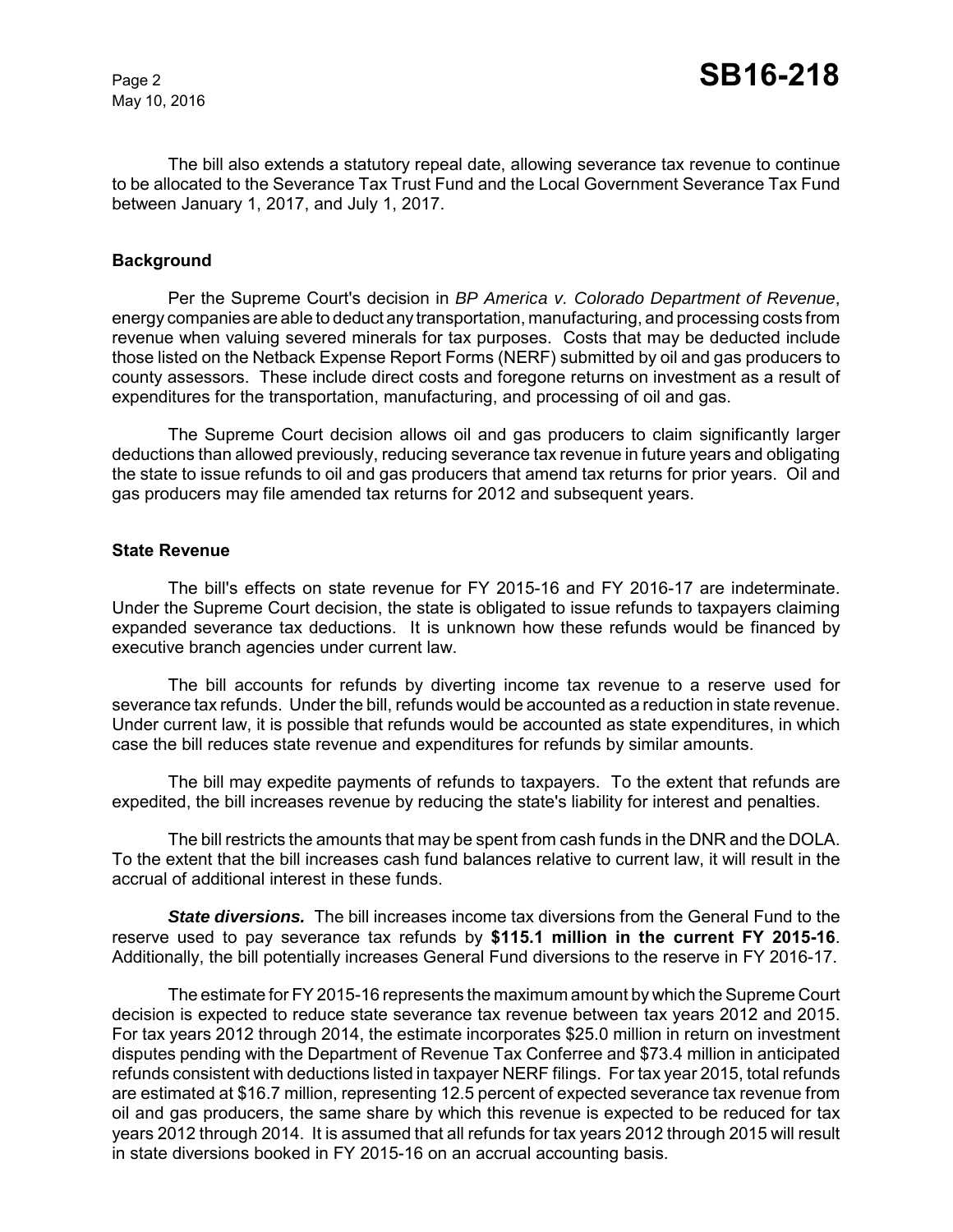The bill also extends a statutory repeal date, allowing severance tax revenue to continue to be allocated to the Severance Tax Trust Fund and the Local Government Severance Tax Fund between January 1, 2017, and July 1, 2017.

### Background

Per the Supreme Court's decision in *BP America v. Colorado Department of Revenue*, energy companies are able to deduct any transportation, manufacturing, and processing costs from revenue when valuing severed minerals for tax purposes. Costs that may be deducted include those listed on the Netback Expense Report Forms (NERF) submitted by oil and gas producers to county assessors. These include direct costs and foregone returns on investment as a result of expenditures for the transportation, manufacturing, and processing of oil and gas.

The Supreme Court decision allows oil and gas producers to claim significantly larger deductions than allowed previously, reducing severance tax revenue in future years and obligating the state to issue refunds to oil and gas producers that amend tax returns for prior years. Oil and gas producers may file amended tax returns for 2012 and subsequent years.

### State Revenue

The bill's effects on state revenue for FY 2015-16 and FY 2016-17 are indeterminate. Under the Supreme Court decision, the state is obligated to issue refunds to taxpayers claiming expanded severance tax deductions. It is unknown how these refunds would be financed by executive branch agencies under current law.

The bill accounts for refunds by diverting income tax revenue to a reserve used for severance tax refunds. Under the bill, refunds would be accounted as a reduction in state revenue. Under current law, it is possible that refunds would be accounted as state expenditures, in which case the bill reduces state revenue and expenditures for refunds by similar amounts.

The bill may expedite payments of refunds to taxpayers. To the extent that refunds are expedited, the bill increases revenue by reducing the state's liability for interest and penalties.

The bill restricts the amounts that may be spent from cash funds in the DNR and the DOLA. To the extent that the bill increases cash fund balances relative to current law, it will result in the accrual of additional interest in these funds.

***State diversions.*** The bill increases income tax diversions from the General Fund to the reserve used to pay severance tax refunds by **$115.1 million in the current FY 2015-16**. Additionally, the bill potentially increases General Fund diversions to the reserve in FY 2016-17.

The estimate for FY 2015-16 represents the maximum amount by which the Supreme Court decision is expected to reduce state severance tax revenue between tax years 2012 and 2015. For tax years 2012 through 2014, the estimate incorporates $25.0 million in return on investment disputes pending with the Department of Revenue Tax Conferree and $73.4 million in anticipated refunds consistent with deductions listed in taxpayer NERF filings. For tax year 2015, total refunds are estimated at $16.7 million, representing 12.5 percent of expected severance tax revenue from oil and gas producers, the same share by which this revenue is expected to be reduced for tax years 2012 through 2014. It is assumed that all refunds for tax years 2012 through 2015 will result in state diversions booked in FY 2015-16 on an accrual accounting basis.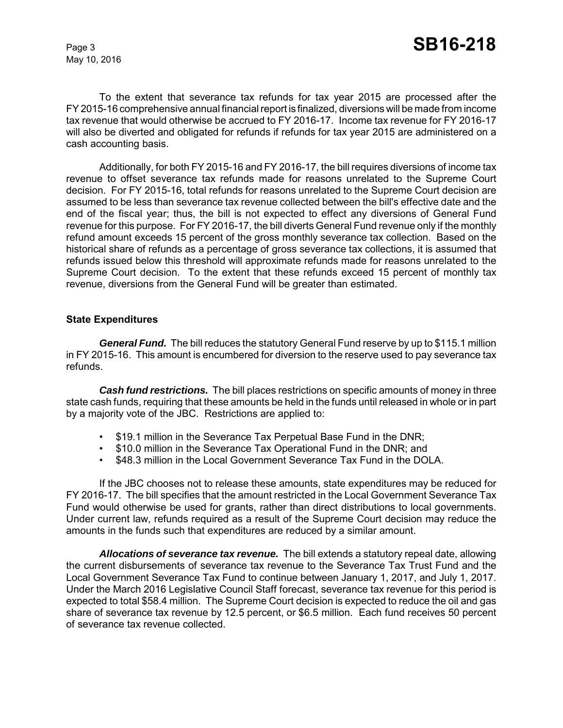To the extent that severance tax refunds for tax year 2015 are processed after the FY 2015-16 comprehensive annual financial report is finalized, diversions will be made from income tax revenue that would otherwise be accrued to FY 2016-17. Income tax revenue for FY 2016-17 will also be diverted and obligated for refunds if refunds for tax year 2015 are administered on a cash accounting basis.

Additionally, for both FY 2015-16 and FY 2016-17, the bill requires diversions of income tax revenue to offset severance tax refunds made for reasons unrelated to the Supreme Court decision. For FY 2015-16, total refunds for reasons unrelated to the Supreme Court decision are assumed to be less than severance tax revenue collected between the bill's effective date and the end of the fiscal year; thus, the bill is not expected to effect any diversions of General Fund revenue for this purpose. For FY 2016-17, the bill diverts General Fund revenue only if the monthly refund amount exceeds 15 percent of the gross monthly severance tax collection. Based on the historical share of refunds as a percentage of gross severance tax collections, it is assumed that refunds issued below this threshold will approximate refunds made for reasons unrelated to the Supreme Court decision. To the extent that these refunds exceed 15 percent of monthly tax revenue, diversions from the General Fund will be greater than estimated.

### State Expenditures

***General Fund.*** The bill reduces the statutory General Fund reserve by up to $115.1 million in FY 2015-16. This amount is encumbered for diversion to the reserve used to pay severance tax refunds.

***Cash fund restrictions.*** The bill places restrictions on specific amounts of money in three state cash funds, requiring that these amounts be held in the funds until released in whole or in part by a majority vote of the JBC. Restrictions are applied to:

- $19.1 million in the Severance Tax Perpetual Base Fund in the DNR;
- $10.0 million in the Severance Tax Operational Fund in the DNR; and
- $48.3 million in the Local Government Severance Tax Fund in the DOLA.

If the JBC chooses not to release these amounts, state expenditures may be reduced for FY 2016-17. The bill specifies that the amount restricted in the Local Government Severance Tax Fund would otherwise be used for grants, rather than direct distributions to local governments. Under current law, refunds required as a result of the Supreme Court decision may reduce the amounts in the funds such that expenditures are reduced by a similar amount.

***Allocations of severance tax revenue.*** The bill extends a statutory repeal date, allowing the current disbursements of severance tax revenue to the Severance Tax Trust Fund and the Local Government Severance Tax Fund to continue between January 1, 2017, and July 1, 2017. Under the March 2016 Legislative Council Staff forecast, severance tax revenue for this period is expected to total $58.4 million. The Supreme Court decision is expected to reduce the oil and gas share of severance tax revenue by 12.5 percent, or $6.5 million. Each fund receives 50 percent of severance tax revenue collected.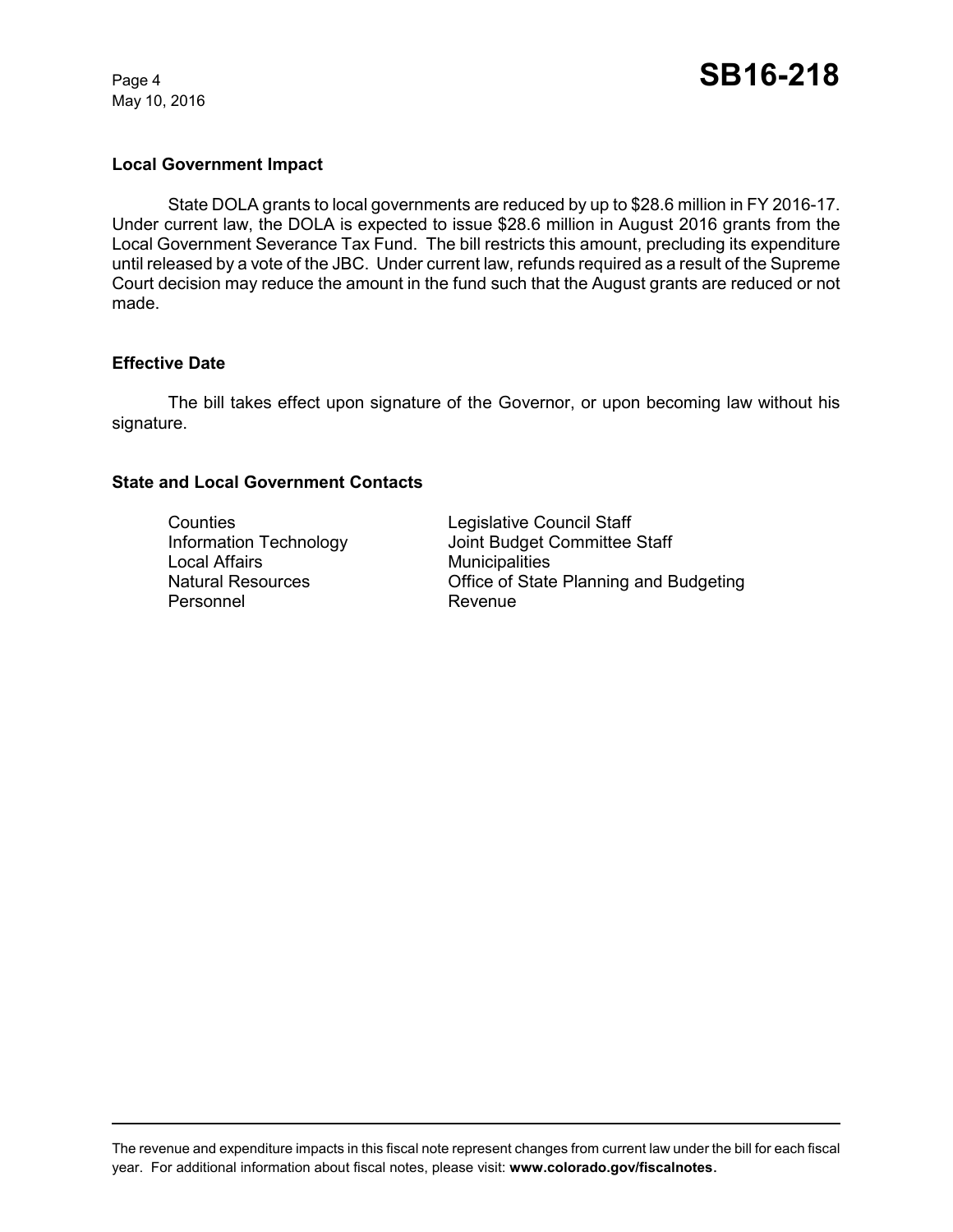**Local Government Impact**

State DOLA grants to local governments are reduced by up to $28.6 million in FY 2016-17. Under current law, the DOLA is expected to issue $28.6 million in August 2016 grants from the Local Government Severance Tax Fund. The bill restricts this amount, precluding its expenditure until released by a vote of the JBC. Under current law, refunds required as a result of the Supreme Court decision may reduce the amount in the fund such that the August grants are reduced or not made.

**Effective Date**

The bill takes effect upon signature of the Governor, or upon becoming law without his signature.

**State and Local Government Contacts**

| | |
|---|---|
| Counties | Legislative Council Staff |
| Information Technology | Joint Budget Committee Staff |
| Local Affairs | Municipalities |
| Natural Resources | Office of State Planning and Budgeting |
| Personnel | Revenue |

The revenue and expenditure impacts in this fiscal note represent changes from current law under the bill for each fiscal year. For additional information about fiscal notes, please visit: **www.colorado.gov/fiscalnotes.**